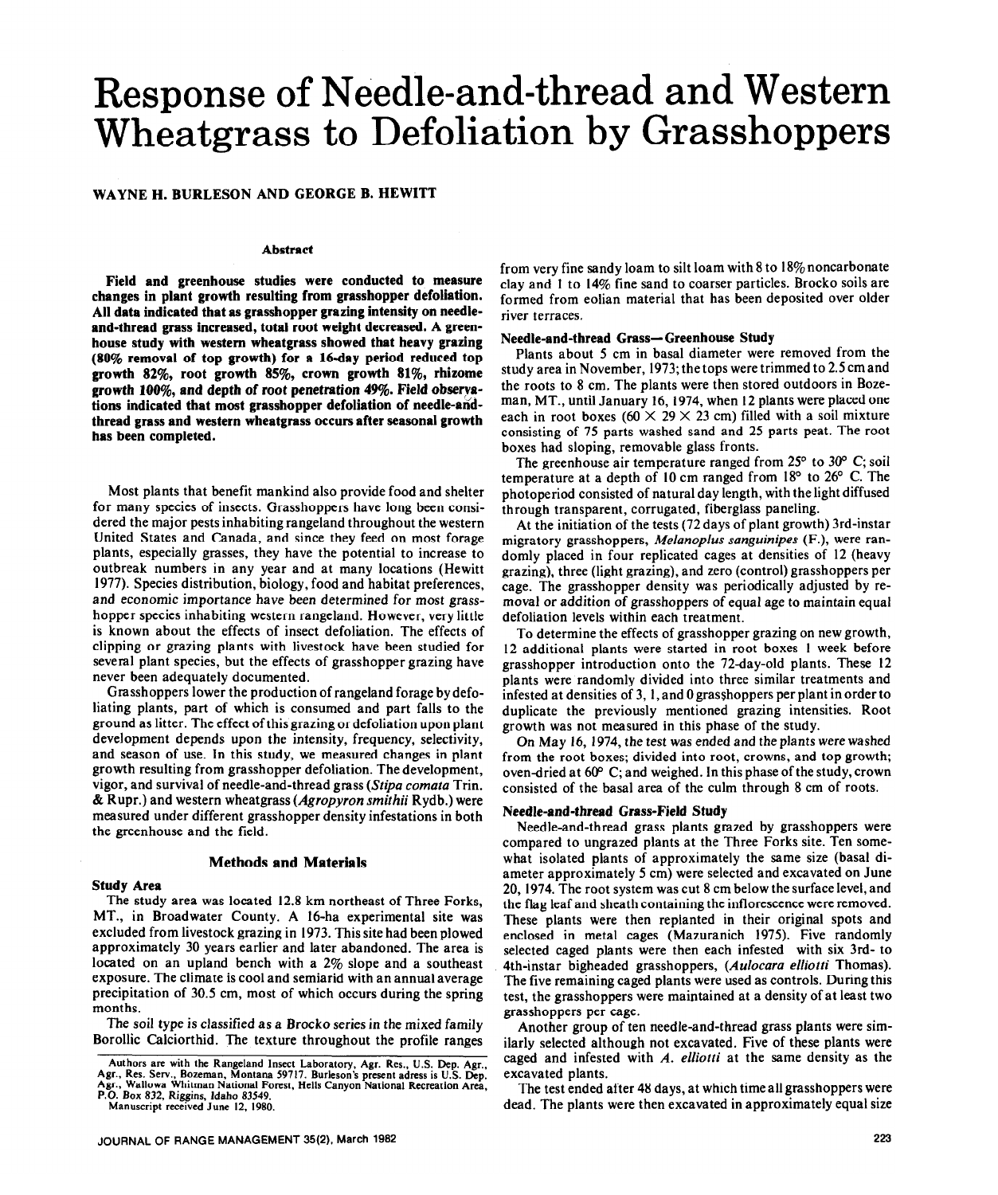# Response of Needle-and-thread and Western Wheatgrass to Defoliation by Grasshoppers

**WAYNE H. BURLESON AND GEORGE B. HEWITT**

### Abstract

**Field and greenhouse studies were conducted to measure changes in plant growth resulting from grasshopper defoliation. All data indicated that as grasshopper grazing intensity on needle-and-thread grass increased, total root weight decreased. A greenhouse study with western wheatgrass showed that heavy grazing (80% removal of top growth) for a 16-day period reduced top growth 82%, root growth 85%, crown growth 81%, rhizome growth 100%, and depth of root penetration 49%. Field observations indicated that most grasshopper defoliation of needle-and-thread grass and western wheatgrass occurs after seasonal growth has been completed.**

Most plants that benefit mankind also provide food and shelter for many species of insects. Grasshoppers have long been considered the major pests inhabiting rangeland throughout the western United States and Canada, and since they feed on most forage plants, especially grasses, they have the potential to increase to outbreak numbers in any year and at many locations (Hewitt 1977). Species distribution, biology, food and habitat preferences, and economic importance have been determined for most grasshopper species inhabiting western rangeland. However, very little is known about the effects of insect defoliation. The effects of clipping or grazing plants with livestock have been studied for several plant species, but the effects of grasshopper grazing have never been adequately documented.

Grasshoppers lower the production of rangeland forage by defoliating plants, part of which is consumed and part falls to the ground as litter. The effect of this grazing or defoliation upon plant development depends upon the intensity, frequency, selectivity, and season of use. In this study, we measured changes in plant growth resulting from grasshopper defoliation. The development, vigor, and survival of needle-and-thread grass (*Stipa comata* Trin. & Rupr.) and western wheatgrass (*Agropyron smithii* Rydb.) were measured under different grasshopper density infestations in both the greenhouse and the field.

## Methods and Materials

### Study Area

The study area was located 12.8 km northeast of Three Forks, MT., in Broadwater County. A 16-ha experimental site was excluded from livestock grazing in 1973. This site had been plowed approximately 30 years earlier and later abandoned. The area is located on an upland bench with a 2% slope and a southeast exposure. The climate is cool and semiarid with an annual average precipitation of 30.5 cm, most of which occurs during the spring months.

The soil type is classified as a Brocko series in the mixed family Borollic Calciorthid. The texture throughout the profile ranges from very fine sandy loam to silt loam with 8 to 18% noncarbonate clay and 1 to 14% fine sand to coarser particles. Brocko soils are formed from eolian material that has been deposited over older river terraces.

### Needle-and-thread Grass—Greenhouse Study

Plants about 5 cm in basal diameter were removed from the study area in November, 1973; the tops were trimmed to 2.5 cm and the roots to 8 cm. The plants were then stored outdoors in Bozeman, MT., until January 16, 1974, when 12 plants were placed one each in root boxes (60 × 29 × 23 cm) filled with a soil mixture consisting of 75 parts washed sand and 25 parts peat. The root boxes had sloping, removable glass fronts.

The greenhouse air temperature ranged from 25° to 30° C; soil temperature at a depth of 10 cm ranged from 18° to 26° C. The photoperiod consisted of natural day length, with the light diffused through transparent, corrugated, fiberglass paneling.

At the initiation of the tests (72 days of plant growth) 3rd-instar migratory grasshoppers, *Melanoplus sanguinipes* (F.), were randomly placed in four replicated cages at densities of 12 (heavy grazing), three (light grazing), and zero (control) grasshoppers per cage. The grasshopper density was periodically adjusted by removal or addition of grasshoppers of equal age to maintain equal defoliation levels within each treatment.

To determine the effects of grasshopper grazing on new growth, 12 additional plants were started in root boxes 1 week before grasshopper introduction onto the 72-day-old plants. These 12 plants were randomly divided into three similar treatments and infested at densities of 3, 1, and 0 grasshoppers per plant in order to duplicate the previously mentioned grazing intensities. Root growth was not measured in this phase of the study.

On May 16, 1974, the test was ended and the plants were washed from the root boxes; divided into root, crowns, and top growth; oven-dried at 60° C; and weighed. In this phase of the study, crown consisted of the basal area of the culm through 8 cm of roots.

### Needle-and-thread Grass-Field Study

Needle-and-thread grass plants grazed by grasshoppers were compared to ungrazed plants at the Three Forks site. Ten somewhat isolated plants of approximately the same size (basal diameter approximately 5 cm) were selected and excavated on June 20, 1974. The root system was cut 8 cm below the surface level, and the flag leaf and sheath containing the inflorescence were removed. These plants were then replanted in their original spots and enclosed in metal cages (Mazuranich 1975). Five randomly selected caged plants were then each infested with six 3rd- to 4th-instar bigheaded grasshoppers, (*Aulocara elliotti* Thomas). The five remaining caged plants were used as controls. During this test, the grasshoppers were maintained at a density of at least two grasshoppers per cage.

Another group of ten needle-and-thread grass plants were similarly selected although not excavated. Five of these plants were caged and infested with *A. elliotti* at the same density as the excavated plants.

The test ended after 48 days, at which time all grasshoppers were dead. The plants were then excavated in approximately equal size

Authors are with the Rangeland Insect Laboratory, Agr. Res., U.S. Dep. Agr., Agr., Res. Serv., Bozeman, Montana 59717. Burleson's present adress is U.S. Dep. Agr., Wallowa Whitman National Forest, Hells Canyon National Recreation Area, P.O. Box 832, Riggins, Idaho 83549.

Manuscript received June 12, 1980.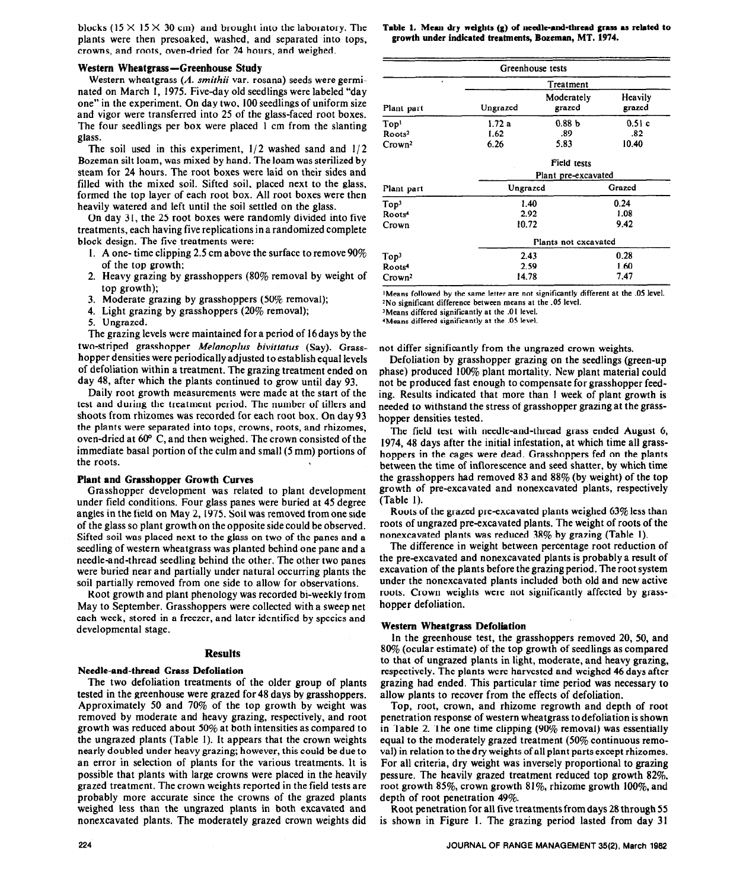blocks (15 × 15 × 30 cm) and brought into the laboratory. The plants were then presoaked, washed, and separated into tops, crowns, and roots, oven-dried for 24 hours, and weighed.

### Western Wheatgrass—Greenhouse Study

Western wheatgrass (*A. smithii* var. rosana) seeds were germinated on March 1, 1975. Five-day old seedlings were labeled "day one" in the experiment. On day two, 100 seedlings of uniform size and vigor were transferred into 25 of the glass-faced root boxes. The four seedlings per box were placed 1 cm from the slanting glass.

The soil used in this experiment, 1/2 washed sand and 1/2 Bozeman silt loam, was mixed by hand. The loam was sterilized by steam for 24 hours. The root boxes were laid on their sides and filled with the mixed soil. Sifted soil, placed next to the glass, formed the top layer of each root box. All root boxes were then heavily watered and left until the soil settled on the glass.

On day 31, the 25 root boxes were randomly divided into five treatments, each having five replications in a randomized complete block design. The five treatments were:

1. A one-time clipping 2.5 cm above the surface to remove 90% of the top growth;
2. Heavy grazing by grasshoppers (80% removal by weight of top growth);
3. Moderate grazing by grasshoppers (50% removal);
4. Light grazing by grasshoppers (20% removal);
5. Ungrazed.

The grazing levels were maintained for a period of 16 days by the two-striped grasshopper *Melanoplus bivittatus* (Say). Grasshopper densities were periodically adjusted to establish equal levels of defoliation within a treatment. The grazing treatment ended on day 48, after which the plants continued to grow until day 93.

Daily root growth measurements were made at the start of the test and during the treatment period. The number of tillers and shoots from rhizomes was recorded for each root box. On day 93 the plants were separated into tops, crowns, roots, and rhizomes, oven-dried at 60° C, and then weighed. The crown consisted of the immediate basal portion of the culm and small (5 mm) portions of the roots.

### Plant and Grasshopper Growth Curves

Grasshopper development was related to plant development under field conditions. Four glass panes were buried at 45 degree angles in the field on May 2, 1975. Soil was removed from one side of the glass so plant growth on the opposite side could be observed. Sifted soil was placed next to the glass on two of the panes and a seedling of western wheatgrass was planted behind one pane and a needle-and-thread seedling behind the other. The other two panes were buried near and partially under natural occurring plants the soil partially removed from one side to allow for observations.

Root growth and plant phenology was recorded bi-weekly from May to September. Grasshoppers were collected with a sweep net each week, stored in a freezer, and later identified by species and developmental stage.

## Results

### Needle-and-thread Grass Defoliation

The two defoliation treatments of the older group of plants tested in the greenhouse were grazed for 48 days by grasshoppers. Approximately 50 and 70% of the top growth by weight was removed by moderate and heavy grazing, respectively, and root growth was reduced about 50% at both intensities as compared to the ungrazed plants (Table 1). It appears that the crown weights nearly doubled under heavy grazing; however, this could be due to an error in selection of plants for the various treatments. It is possible that plants with large crowns were placed in the heavily grazed treatment. The crown weights reported in the field tests are probably more accurate since the crowns of the grazed plants weighed less than the ungrazed plants in both excavated and nonexcavated plants. The moderately grazed crown weights did not differ significantly from the ungrazed crown weights.

**Table 1. Mean dry weights (g) of needle-and-thread grass as related to growth under indicated treatments, Bozeman, MT. 1974.**

| Greenhouse tests | | | |
|---|---|---|---|
| | Treatment | | |
| Plant part | Ungrazed | Moderately grazed | Heavily grazed |
| Top[1] | 1.72 a | 0.88 b | 0.51 c |
| Roots[2] | 1.62 | .89 | .82 |
| Crown[2] | 6.26 | 5.83 | 10.40 |
| | Field tests | | |
| | Plant pre-excavated | | |
| Plant part | Ungrazed | Grazed | |
| Top[3] | 1.40 | 0.24 | |
| Roots[4] | 2.92 | 1.08 | |
| Crown | 10.72 | 9.42 | |
| | Plants not excavated | | |
| Top[3] | 2.43 | 0.28 | |
| Roots[4] | 2.59 | 1.60 | |
| Crown[2] | 14.78 | 7.47 | |

[1]Means followed by the same letter are not significantly different at the .05 level.
[2]No significant difference between means at the .05 level.
[3]Means differed significantly at the .01 level.
[4]Means differed significantly at the .05 level.

Defoliation by grasshopper grazing on the seedlings (green-up phase) produced 100% plant mortality. New plant material could not be produced fast enough to compensate for grasshopper feeding. Results indicated that more than 1 week of plant growth is needed to withstand the stress of grasshopper grazing at the grasshopper densities tested.

The field test with needle-and-thread grass ended August 6, 1974, 48 days after the initial infestation, at which time all grasshoppers in the cages were dead. Grasshoppers fed on the plants between the time of inflorescence and seed shatter, by which time the grasshoppers had removed 83 and 88% (by weight) of the top growth of pre-excavated and nonexcavated plants, respectively (Table 1).

Roots of the grazed pre-excavated plants weighed 63% less than roots of ungrazed pre-excavated plants. The weight of roots of the nonexcavated plants was reduced 38% by grazing (Table 1).

The difference in weight between percentage root reduction of the pre-excavated and nonexcavated plants is probably a result of excavation of the plants before the grazing period. The root system under the nonexcavated plants included both old and new active roots. Crown weights were not significantly affected by grasshopper defoliation.

### Western Wheatgrass Defoliation

In the greenhouse test, the grasshoppers removed 20, 50, and 80% (ocular estimate) of the top growth of seedlings as compared to that of ungrazed plants in light, moderate, and heavy grazing, respectively. The plants were harvested and weighed 46 days after grazing had ended. This particular time period was necessary to allow plants to recover from the effects of defoliation.

Top, root, crown, and rhizome regrowth and depth of root penetration response of western wheatgrass to defoliation is shown in Table 2. The one time clipping (90% removal) was essentially equal to the moderately grazed treatment (50% continuous removal) in relation to the dry weights of all plant parts except rhizomes. For all criteria, dry weight was inversely proportional to grazing pressure. The heavily grazed treatment reduced top growth 82%, root growth 85%, crown growth 81%, rhizome growth 100%, and depth of root penetration 49%.

Root penetration for all five treatments from days 28 through 55 is shown in Figure 1. The grazing period lasted from day 31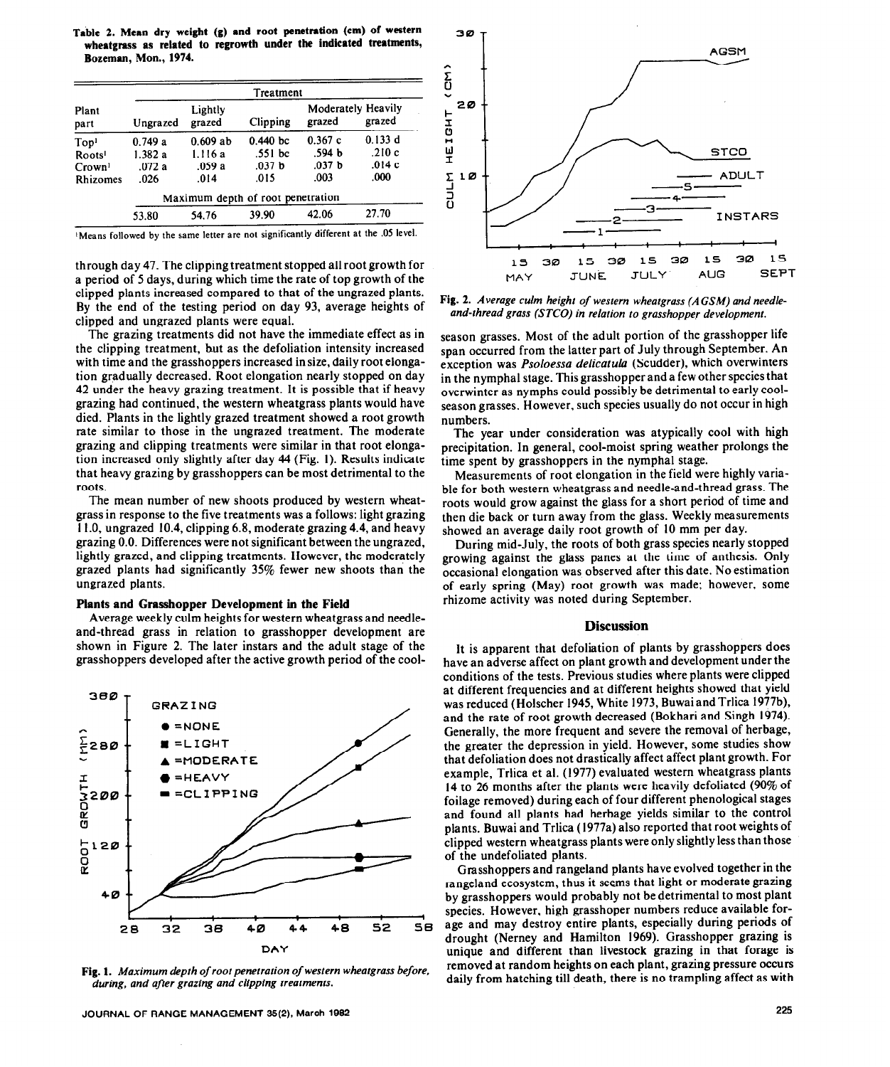**Table 2. Mean dry weight (g) and root penetration (cm) of western wheatgrass as related to regrowth under the indicated treatments, Bozeman, Mon., 1974.**

| Plant part | Ungrazed | Lightly grazed | Clipping | Moderately grazed | Heavily grazed |
|---|---|---|---|---|---|
| Top[1] | 0.749 a | 0.609 ab | 0.440 bc | 0.367 c | 0.133 d |
| Roots[1] | 1.382 a | 1.116 a | .551 bc | .594 b | .210 c |
| Crown[1] | .072 a | .059 a | .037 b | .037 b | .014 c |
| Rhizomes | .026 | .014 | .015 | .003 | .000 |
| *Maximum depth of root penetration* | | | | | |
| | 53.80 | 54.76 | 39.90 | 42.06 | 27.70 |

[1]Means followed by the same letter are not significantly different at the .05 level.

through day 47. The clipping treatment stopped all root growth for a period of 5 days, during which time the rate of top growth of the clipped plants increased compared to that of the ungrazed plants. By the end of the testing period on day 93, average heights of clipped and ungrazed plants were equal.

The grazing treatments did not have the immediate effect as in the clipping treatment, but as the defoliation intensity increased with time and the grasshoppers increased in size, daily root elongation gradually decreased. Root elongation nearly stopped on day 42 under the heavy grazing treatment. It is possible that if heavy grazing had continued, the western wheatgrass plants would have died. Plants in the lightly grazed treatment showed a root growth rate similar to those in the ungrazed treatment. The moderate grazing and clipping treatments were similar in that root elongation increased only slightly after day 44 (Fig. 1). Results indicate that heavy grazing by grasshoppers can be most detrimental to the roots.

The mean number of new shoots produced by western wheatgrass in response to the five treatments was a follows: light grazing 11.0, ungrazed 10.4, clipping 6.8, moderate grazing 4.4, and heavy grazing 0.0. Differences were not significant between the ungrazed, lightly grazed, and clipping treatments. However, the moderately grazed plants had significantly 35% fewer new shoots than the ungrazed plants.

### Plants and Grasshopper Development in the Field

Average weekly culm heights for western wheatgrass and needle-and-thread grass in relation to grasshopper development are shown in Figure 2. The later instars and the adult stage of the grasshoppers developed after the active growth period of the cool-season grasses. Most of the adult portion of the grasshopper life span occurred from the latter part of July through September. An exception was *Psoloessa delicatula* (Scudder), which overwinters in the nymphal stage. This grasshopper and a few other species that overwinter as nymphs could possibly be detrimental to early cool-season grasses. However, such species usually do not occur in high numbers.

**Fig. 1.** *Maximum depth of root penetration of western wheatgrass before, during, and after grazing and clipping treatments.*

**Fig. 2.** *Average culm height of western wheatgrass (AGSM) and needle-and-thread grass (STCO) in relation to grasshopper development.*

The year under consideration was atypically cool with high precipitation. In general, cool-moist spring weather prolongs the time spent by grasshoppers in the nymphal stage.

Measurements of root elongation in the field were highly variable for both western wheatgrass and needle-and-thread grass. The roots would grow against the glass for a short period of time and then die back or turn away from the glass. Weekly measurements showed an average daily root growth of 10 mm per day.

During mid-July, the roots of both grass species nearly stopped growing against the glass panes at the time of anthesis. Only occasional elongation was observed after this date. No estimation of early spring (May) root growth was made; however, some rhizome activity was noted during September.

## Discussion

It is apparent that defoliation of plants by grasshoppers does have an adverse affect on plant growth and development under the conditions of the tests. Previous studies where plants were clipped at different frequencies and at different heights showed that yield was reduced (Holscher 1945, White 1973, Buwai and Trlica 1977b), and the rate of root growth decreased (Bokhari and Singh 1974). Generally, the more frequent and severe the removal of herbage, the greater the depression in yield. However, some studies show that defoliation does not drastically affect affect plant growth. For example, Trlica et al. (1977) evaluated western wheatgrass plants 14 to 26 months after the plants were heavily defoliated (90% of foliage removed) during each of four different phenological stages and found all plants had herbage yields similar to the control plants. Buwai and Trlica (1977a) also reported that root weights of clipped western wheatgrass plants were only slightly less than those of the undefoliated plants.

Grasshoppers and rangeland plants have evolved together in the rangeland ecosystem, thus it seems that light or moderate grazing by grasshoppers would probably not be detrimental to most plant species. However, high grasshoper numbers reduce available forage and may destroy entire plants, especially during periods of drought (Nerney and Hamilton 1969). Grasshopper grazing is unique and different than livestock grazing in that forage is removed at random heights on each plant, grazing pressure occurs daily from hatching till death, there is no trampling affect as with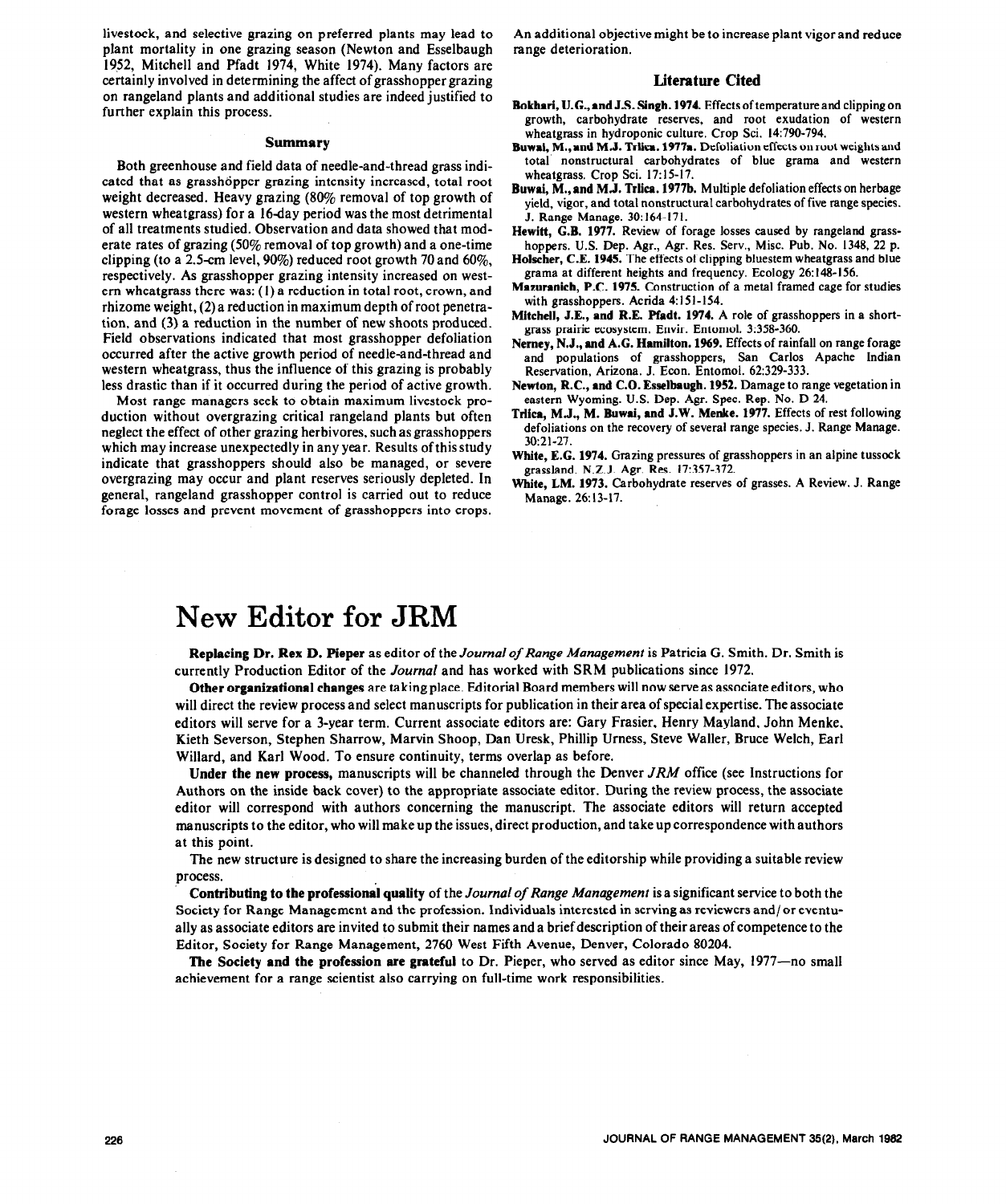livestock, and selective grazing on preferred plants may lead to plant mortality in one grazing season (Newton and Esselbaugh 1952, Mitchell and Pfadt 1974, White 1974). Many factors are certainly involved in determining the affect of grasshopper grazing on rangeland plants and additional studies are indeed justified to further explain this process.

## Summary

Both greenhouse and field data of needle-and-thread grass indicated that as grasshopper grazing intensity increased, total root weight decreased. Heavy grazing (80% removal of top growth of western wheatgrass) for a 16-day period was the most detrimental of all treatments studied. Observation and data showed that moderate rates of grazing (50% removal of top growth) and a one-time clipping (to a 2.5-cm level, 90%) reduced root growth 70 and 60%, respectively. As grasshopper grazing intensity increased on western wheatgrass there was: (1) a reduction in total root, crown, and rhizome weight, (2) a reduction in maximum depth of root penetration, and (3) a reduction in the number of new shoots produced. Field observations indicated that most grasshopper defoliation occurred after the active growth period of needle-and-thread and western wheatgrass, thus the influence of this grazing is probably less drastic than if it occurred during the period of active growth.

Most range managers seek to obtain maximum livestock production without overgrazing critical rangeland plants but often neglect the effect of other grazing herbivores, such as grasshoppers which may increase unexpectedly in any year. Results of this study indicate that grasshoppers should also be managed, or severe overgrazing may occur and plant reserves seriously depleted. In general, rangeland grasshopper control is carried out to reduce forage losses and prevent movement of grasshoppers into crops. An additional objective might be to increase plant vigor and reduce range deterioration.

## Literature Cited

**Bokhari, U.G., and J.S. Singh. 1974.** Effects of temperature and clipping on growth, carbohydrate reserves, and root exudation of western wheatgrass in hydroponic culture. Crop Sci. 14:790-794.

**Buwai, M., and M.J. Trlica. 1977a.** Defoliation effects on root weights and total nonstructural carbohydrates of blue grama and western wheatgrass. Crop Sci. 17:15-17.

**Buwai, M., and M.J. Trlica. 1977b.** Multiple defoliation effects on herbage yield, vigor, and total nonstructural carbohydrates of five range species. J. Range Manage. 30:164-171.

**Hewitt, G.B. 1977.** Review of forage losses caused by rangeland grasshoppers. U.S. Dep. Agr., Agr. Res. Serv., Misc. Pub. No. 1348, 22 p.

**Holscher, C.E. 1945.** The effects of clipping bluestem wheatgrass and blue grama at different heights and frequency. Ecology 26:148-156.

**Mazuranich, P.C. 1975.** Construction of a metal framed cage for studies with grasshoppers. Acrida 4:151-154.

**Mitchell, J.E., and R.E. Pfadt. 1974.** A role of grasshoppers in a shortgrass prairie ecosystem. Envir. Entomol. 3:358-360.

**Nerney, N.J., and A.G. Hamilton. 1969.** Effects of rainfall on range forage and populations of grasshoppers, San Carlos Apache Indian Reservation, Arizona. J. Econ. Entomol. 62:329-333.

**Newton, R.C., and C.O. Esselbaugh. 1952.** Damage to range vegetation in eastern Wyoming. U.S. Dep. Agr. Spec. Rep. No. D 24.

**Trlica, M.J., M. Buwai, and J.W. Menke. 1977.** Effects of rest following defoliations on the recovery of several range species. J. Range Manage. 30:21-27.

**White, E.G. 1974.** Grazing pressures of grasshoppers in an alpine tussock grassland. N.Z.J. Agr. Res. 17:357-372.

**White, LM. 1973.** Carbohydrate reserves of grasses. A Review. J. Range Manage. 26:13-17.

# New Editor for JRM

**Replacing Dr. Rex D. Pieper** as editor of the *Journal of Range Management* is Patricia G. Smith. Dr. Smith is currently Production Editor of the *Journal* and has worked with SRM publications since 1972.

**Other organizational changes** are taking place. Editorial Board members will now serve as associate editors, who will direct the review process and select manuscripts for publication in their area of special expertise. The associate editors will serve for a 3-year term. Current associate editors are: Gary Frasier, Henry Mayland, John Menke, Kieth Severson, Stephen Sharrow, Marvin Shoop, Dan Uresk, Phillip Urness, Steve Waller, Bruce Welch, Earl Willard, and Karl Wood. To ensure continuity, terms overlap as before.

**Under the new process,** manuscripts will be channeled through the Denver *JRM* office (see Instructions for Authors on the inside back cover) to the appropriate associate editor. During the review process, the associate editor will correspond with authors concerning the manuscript. The associate editors will return accepted manuscripts to the editor, who will make up the issues, direct production, and take up correspondence with authors at this point.

The new structure is designed to share the increasing burden of the editorship while providing a suitable review process.

**Contributing to the professional quality** of the *Journal of Range Management* is a significant service to both the Society for Range Management and the profession. Individuals interested in serving as reviewers and/or eventually as associate editors are invited to submit their names and a brief description of their areas of competence to the Editor, Society for Range Management, 2760 West Fifth Avenue, Denver, Colorado 80204.

**The Society and the profession are grateful** to Dr. Pieper, who served as editor since May, 1977—no small achievement for a range scientist also carrying on full-time work responsibilities.